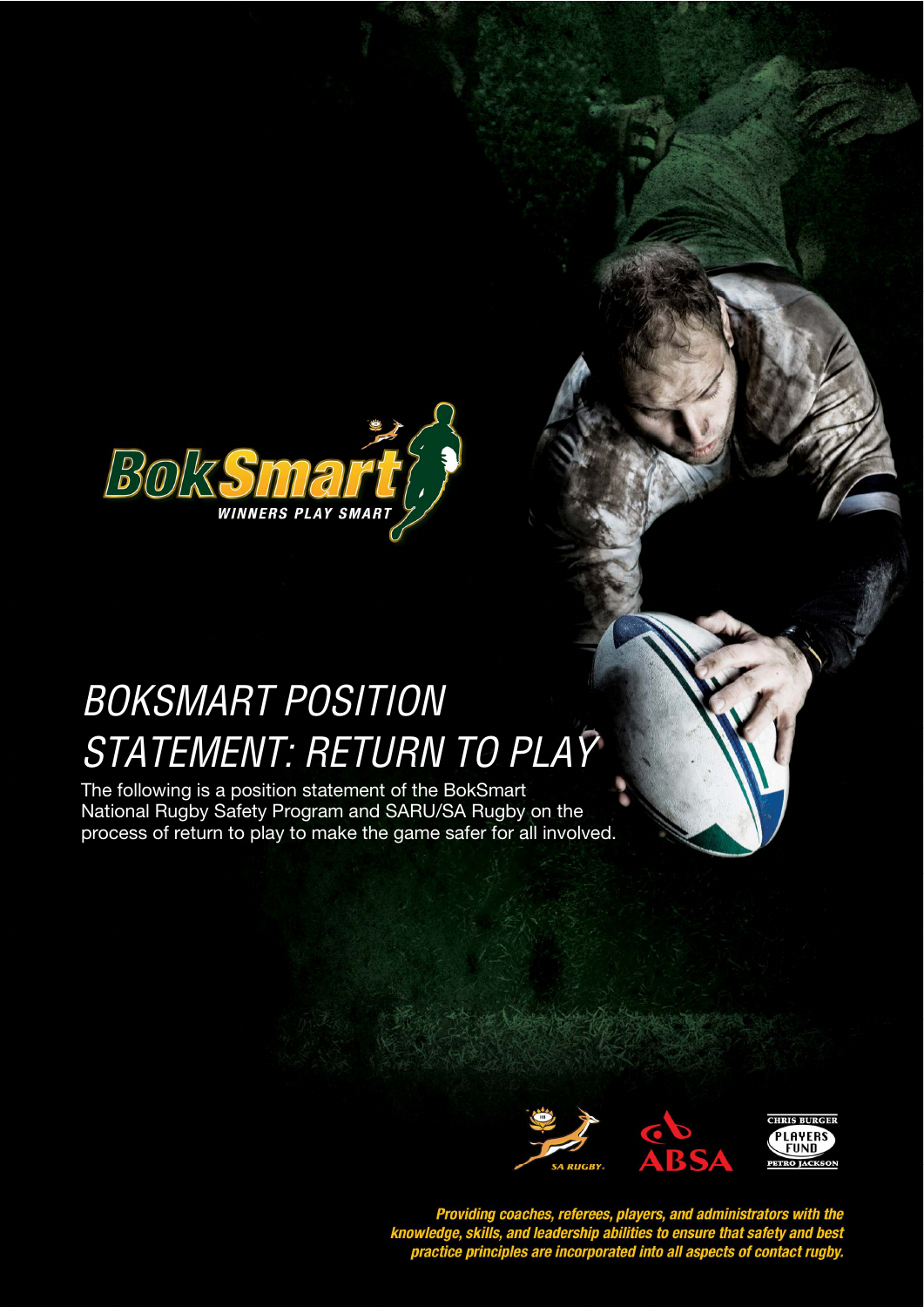# BOKSMART POSITION STATEMENT: RETURN TO PLAY

The following is a position statement of the BokSmart National Rugby Safety Program and SARU/SA Rugby on the process of return to play to make the game safer for all involved.

*Providing coaches, referees, players, and administrators with the knowledge, skills, and leadership abilities to ensure that safety and best practice principles are incorporated into all aspects of contact rugby.*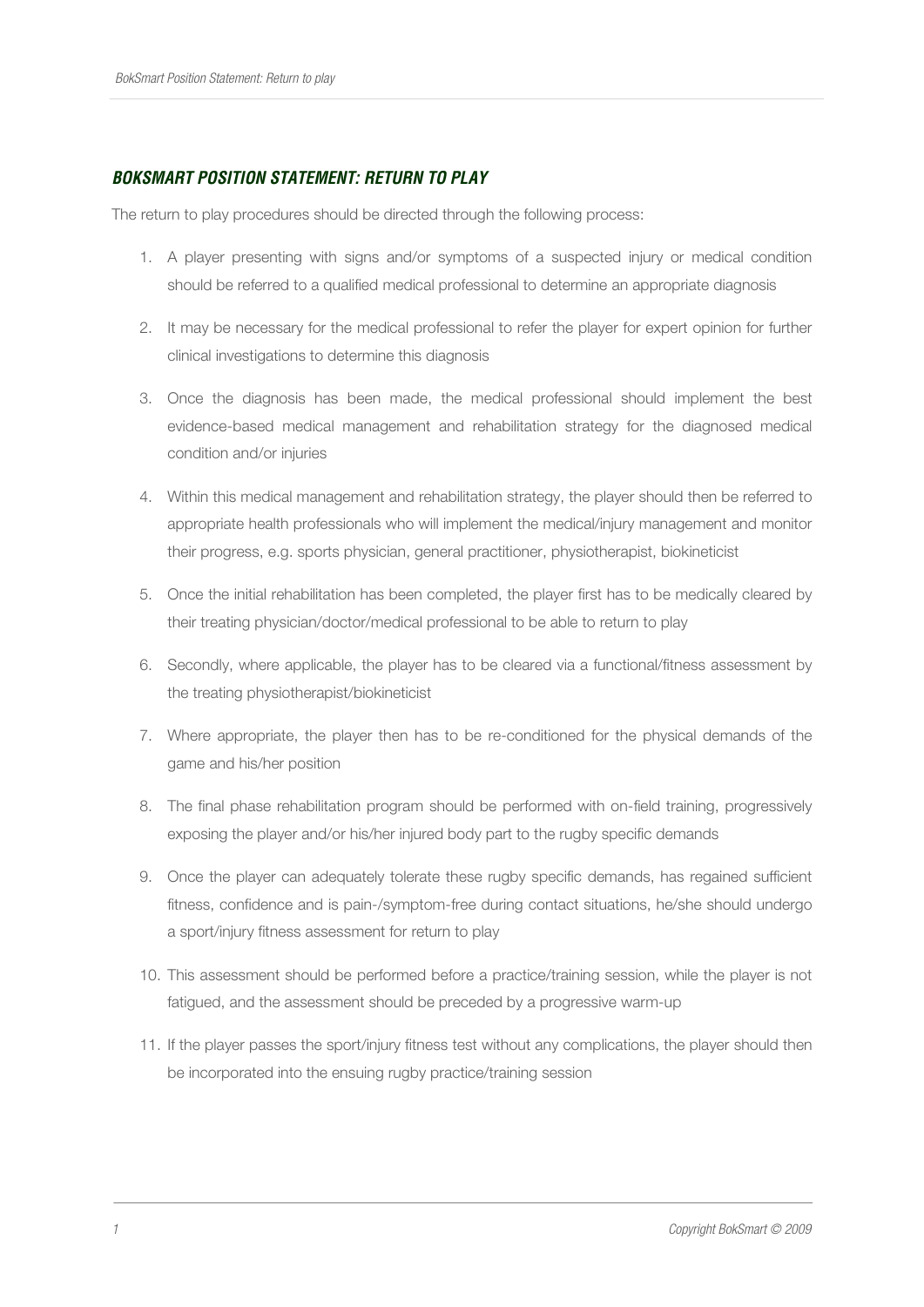## ***BOKSMART POSITION STATEMENT: RETURN TO PLAY***

The return to play procedures should be directed through the following process:

1. A player presenting with signs and/or symptoms of a suspected injury or medical condition should be referred to a qualified medical professional to determine an appropriate diagnosis
2. It may be necessary for the medical professional to refer the player for expert opinion for further clinical investigations to determine this diagnosis
3. Once the diagnosis has been made, the medical professional should implement the best evidence-based medical management and rehabilitation strategy for the diagnosed medical condition and/or injuries
4. Within this medical management and rehabilitation strategy, the player should then be referred to appropriate health professionals who will implement the medical/injury management and monitor their progress, e.g. sports physician, general practitioner, physiotherapist, biokineticist
5. Once the initial rehabilitation has been completed, the player first has to be medically cleared by their treating physician/doctor/medical professional to be able to return to play
6. Secondly, where applicable, the player has to be cleared via a functional/fitness assessment by the treating physiotherapist/biokineticist
7. Where appropriate, the player then has to be re-conditioned for the physical demands of the game and his/her position
8. The final phase rehabilitation program should be performed with on-field training, progressively exposing the player and/or his/her injured body part to the rugby specific demands
9. Once the player can adequately tolerate these rugby specific demands, has regained sufficient fitness, confidence and is pain-/symptom-free during contact situations, he/she should undergo a sport/injury fitness assessment for return to play
10. This assessment should be performed before a practice/training session, while the player is not fatigued, and the assessment should be preceded by a progressive warm-up
11. If the player passes the sport/injury fitness test without any complications, the player should then be incorporated into the ensuing rugby practice/training session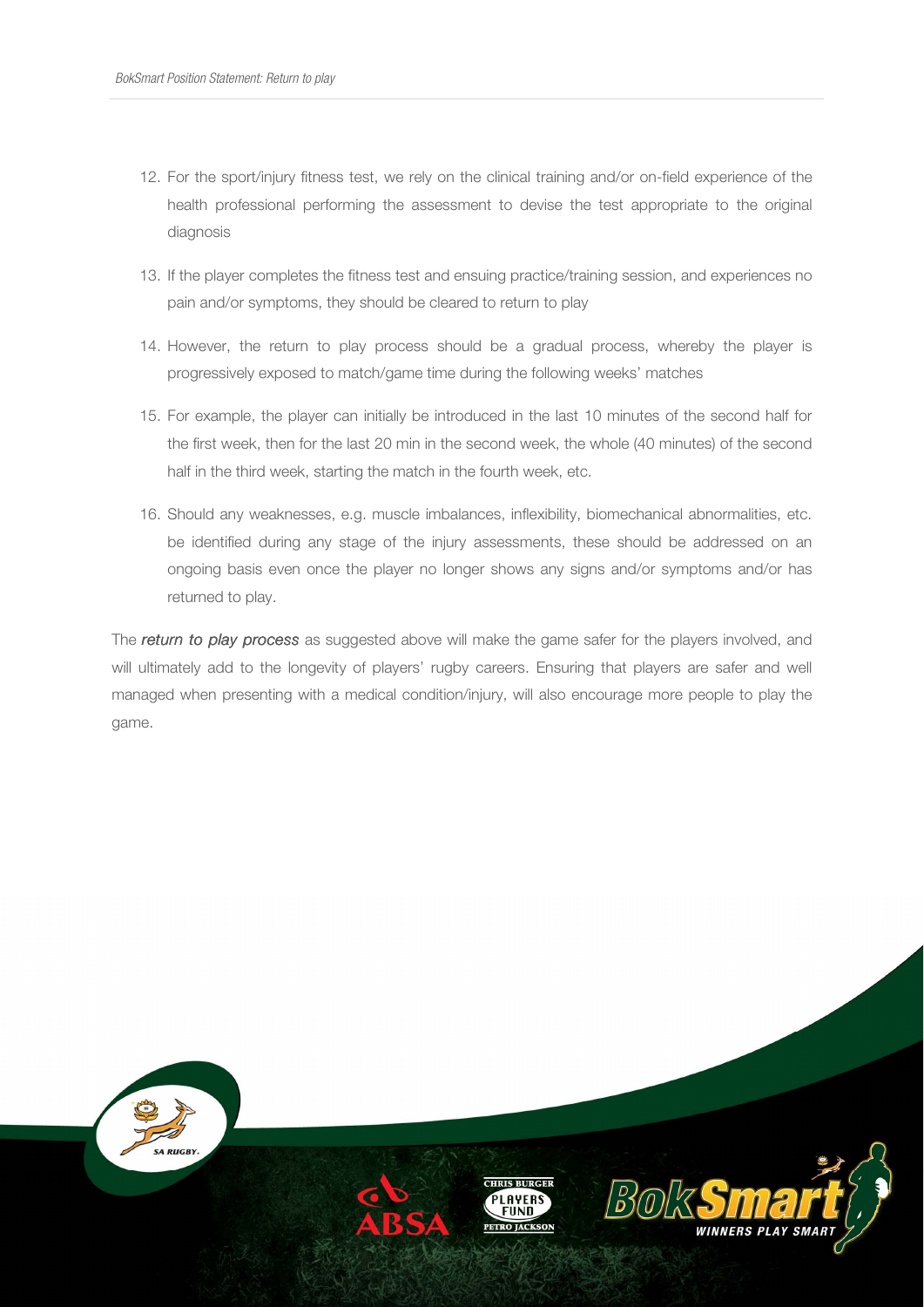12. For the sport/injury fitness test, we rely on the clinical training and/or on-field experience of the health professional performing the assessment to devise the test appropriate to the original diagnosis

13. If the player completes the fitness test and ensuing practice/training session, and experiences no pain and/or symptoms, they should be cleared to return to play

14. However, the return to play process should be a gradual process, whereby the player is progressively exposed to match/game time during the following weeks' matches

15. For example, the player can initially be introduced in the last 10 minutes of the second half for the first week, then for the last 20 min in the second week, the whole (40 minutes) of the second half in the third week, starting the match in the fourth week, etc.

16. Should any weaknesses, e.g. muscle imbalances, inflexibility, biomechanical abnormalities, etc. be identified during any stage of the injury assessments, these should be addressed on an ongoing basis even once the player no longer shows any signs and/or symptoms and/or has returned to play.

The ***return to play process*** as suggested above will make the game safer for the players involved, and will ultimately add to the longevity of players' rugby careers. Ensuring that players are safer and well managed when presenting with a medical condition/injury, will also encourage more people to play the game.